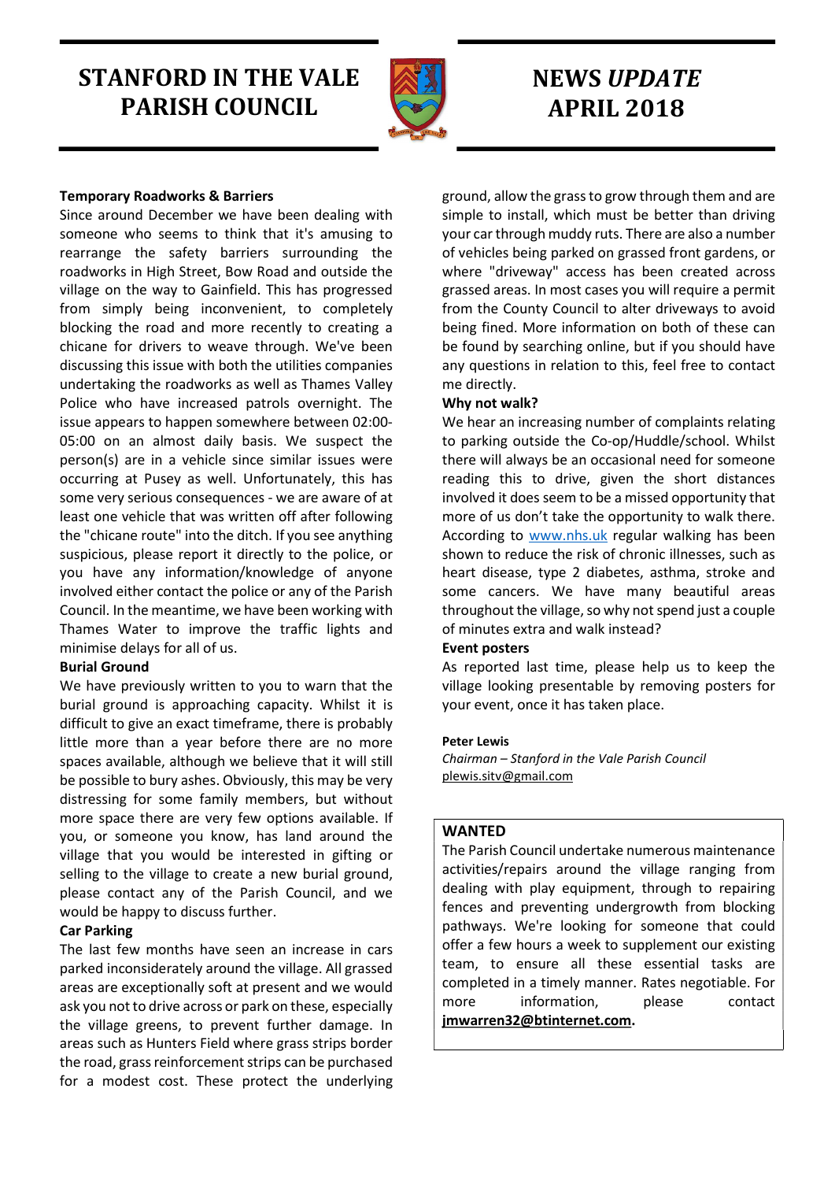# STANFORD IN THE VALE PARISH COUNCIL

# NEWS *UPDATE* APRIL 2018

**Temporary Roadworks & Barriers**

Since around December we have been dealing with someone who seems to think that it's amusing to rearrange the safety barriers surrounding the roadworks in High Street, Bow Road and outside the village on the way to Gainfield. This has progressed from simply being inconvenient, to completely blocking the road and more recently to creating a chicane for drivers to weave through. We've been discussing this issue with both the utilities companies undertaking the roadworks as well as Thames Valley Police who have increased patrols overnight. The issue appears to happen somewhere between 02:00-05:00 on an almost daily basis. We suspect the person(s) are in a vehicle since similar issues were occurring at Pusey as well. Unfortunately, this has some very serious consequences - we are aware of at least one vehicle that was written off after following the "chicane route" into the ditch. If you see anything suspicious, please report it directly to the police, or you have any information/knowledge of anyone involved either contact the police or any of the Parish Council. In the meantime, we have been working with Thames Water to improve the traffic lights and minimise delays for all of us.

**Burial Ground**

We have previously written to you to warn that the burial ground is approaching capacity. Whilst it is difficult to give an exact timeframe, there is probably little more than a year before there are no more spaces available, although we believe that it will still be possible to bury ashes. Obviously, this may be very distressing for some family members, but without more space there are very few options available. If you, or someone you know, has land around the village that you would be interested in gifting or selling to the village to create a new burial ground, please contact any of the Parish Council, and we would be happy to discuss further.

**Car Parking**

The last few months have seen an increase in cars parked inconsiderately around the village. All grassed areas are exceptionally soft at present and we would ask you not to drive across or park on these, especially the village greens, to prevent further damage. In areas such as Hunters Field where grass strips border the road, grass reinforcement strips can be purchased for a modest cost. These protect the underlying ground, allow the grass to grow through them and are simple to install, which must be better than driving your car through muddy ruts. There are also a number of vehicles being parked on grassed front gardens, or where "driveway" access has been created across grassed areas. In most cases you will require a permit from the County Council to alter driveways to avoid being fined. More information on both of these can be found by searching online, but if you should have any questions in relation to this, feel free to contact me directly.

**Why not walk?**

We hear an increasing number of complaints relating to parking outside the Co-op/Huddle/school. Whilst there will always be an occasional need for someone reading this to drive, given the short distances involved it does seem to be a missed opportunity that more of us don't take the opportunity to walk there. According to www.nhs.uk regular walking has been shown to reduce the risk of chronic illnesses, such as heart disease, type 2 diabetes, asthma, stroke and some cancers. We have many beautiful areas throughout the village, so why not spend just a couple of minutes extra and walk instead?

**Event posters**

As reported last time, please help us to keep the village looking presentable by removing posters for your event, once it has taken place.

**Peter Lewis**
*Chairman – Stanford in the Vale Parish Council*
plewis.sitv@gmail.com

## WANTED

The Parish Council undertake numerous maintenance activities/repairs around the village ranging from dealing with play equipment, through to repairing fences and preventing undergrowth from blocking pathways. We're looking for someone that could offer a few hours a week to supplement our existing team, to ensure all these essential tasks are completed in a timely manner. Rates negotiable. For more information, please contact **jmwarren32@btinternet.com.**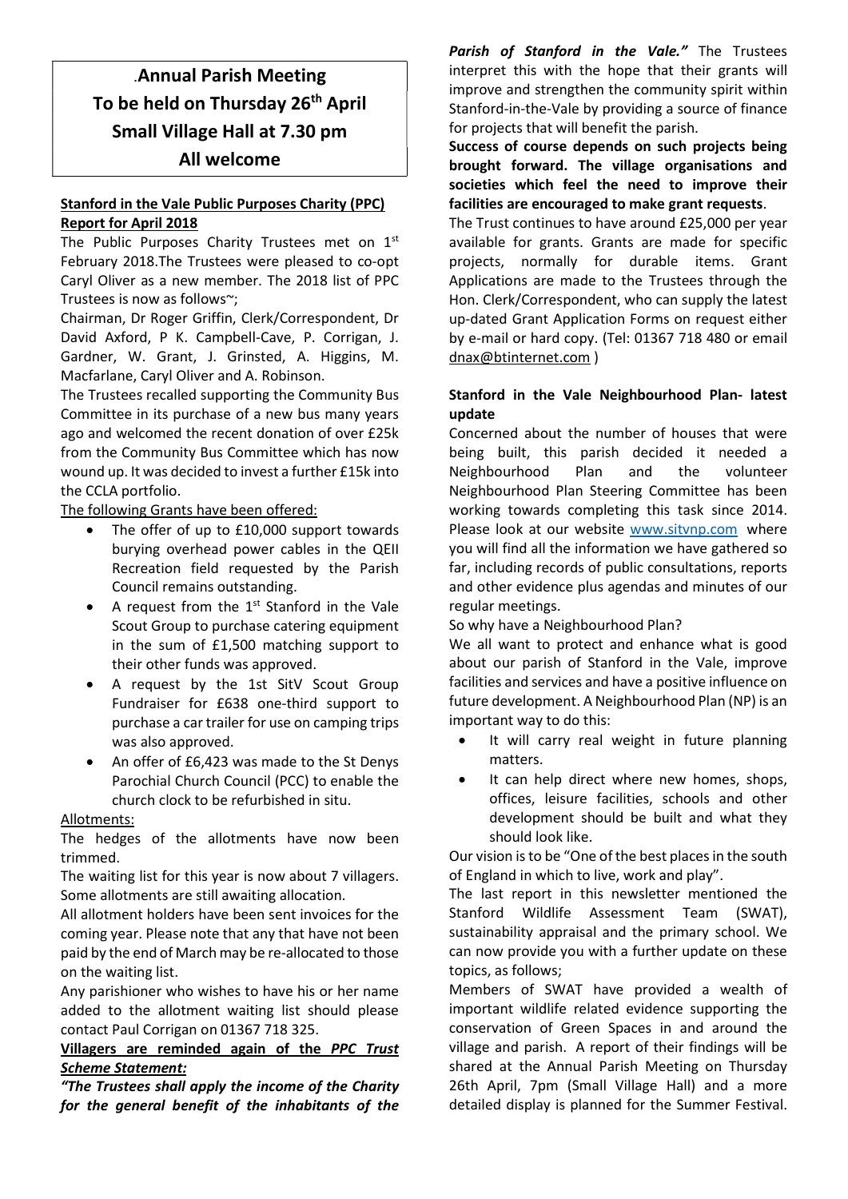.**Annual Parish Meeting**
**To be held on Thursday 26th April**
**Small Village Hall at 7.30 pm**
**All welcome**

## Stanford in the Vale Public Purposes Charity (PPC) Report for April 2018

The Public Purposes Charity Trustees met on 1st February 2018.The Trustees were pleased to co-opt Caryl Oliver as a new member. The 2018 list of PPC Trustees is now as follows~;

Chairman, Dr Roger Griffin, Clerk/Correspondent, Dr David Axford, P K. Campbell-Cave, P. Corrigan, J. Gardner, W. Grant, J. Grinsted, A. Higgins, M. Macfarlane, Caryl Oliver and A. Robinson.

The Trustees recalled supporting the Community Bus Committee in its purchase of a new bus many years ago and welcomed the recent donation of over £25k from the Community Bus Committee which has now wound up. It was decided to invest a further £15k into the CCLA portfolio.

The following Grants have been offered:

- The offer of up to £10,000 support towards burying overhead power cables in the QEII Recreation field requested by the Parish Council remains outstanding.
- A request from the 1st Stanford in the Vale Scout Group to purchase catering equipment in the sum of £1,500 matching support to their other funds was approved.
- A request by the 1st SitV Scout Group Fundraiser for £638 one-third support to purchase a car trailer for use on camping trips was also approved.
- An offer of £6,423 was made to the St Denys Parochial Church Council (PCC) to enable the church clock to be refurbished in situ.

Allotments:

The hedges of the allotments have now been trimmed.

The waiting list for this year is now about 7 villagers. Some allotments are still awaiting allocation.

All allotment holders have been sent invoices for the coming year. Please note that any that have not been paid by the end of March may be re-allocated to those on the waiting list.

Any parishioner who wishes to have his or her name added to the allotment waiting list should please contact Paul Corrigan on 01367 718 325.

**Villagers are reminded again of the *PPC Trust Scheme Statement:***

***"The Trustees shall apply the income of the Charity for the general benefit of the inhabitants of the Parish of Stanford in the Vale."*** The Trustees interpret this with the hope that their grants will improve and strengthen the community spirit within Stanford-in-the-Vale by providing a source of finance for projects that will benefit the parish.

**Success of course depends on such projects being brought forward. The village organisations and societies which feel the need to improve their facilities are encouraged to make grant requests**.

The Trust continues to have around £25,000 per year available for grants. Grants are made for specific projects, normally for durable items. Grant Applications are made to the Trustees through the Hon. Clerk/Correspondent, who can supply the latest up-dated Grant Application Forms on request either by e-mail or hard copy. (Tel: 01367 718 480 or email dnax@btinternet.com )

## Stanford in the Vale Neighbourhood Plan- latest update

Concerned about the number of houses that were being built, this parish decided it needed a Neighbourhood Plan and the volunteer Neighbourhood Plan Steering Committee has been working towards completing this task since 2014. Please look at our website www.sitvnp.com where you will find all the information we have gathered so far, including records of public consultations, reports and other evidence plus agendas and minutes of our regular meetings.

So why have a Neighbourhood Plan?

We all want to protect and enhance what is good about our parish of Stanford in the Vale, improve facilities and services and have a positive influence on future development. A Neighbourhood Plan (NP) is an important way to do this:

- It will carry real weight in future planning matters.
- It can help direct where new homes, shops, offices, leisure facilities, schools and other development should be built and what they should look like.

Our vision is to be "One of the best places in the south of England in which to live, work and play".

The last report in this newsletter mentioned the Stanford Wildlife Assessment Team (SWAT), sustainability appraisal and the primary school. We can now provide you with a further update on these topics, as follows;

Members of SWAT have provided a wealth of important wildlife related evidence supporting the conservation of Green Spaces in and around the village and parish. A report of their findings will be shared at the Annual Parish Meeting on Thursday 26th April, 7pm (Small Village Hall) and a more detailed display is planned for the Summer Festival.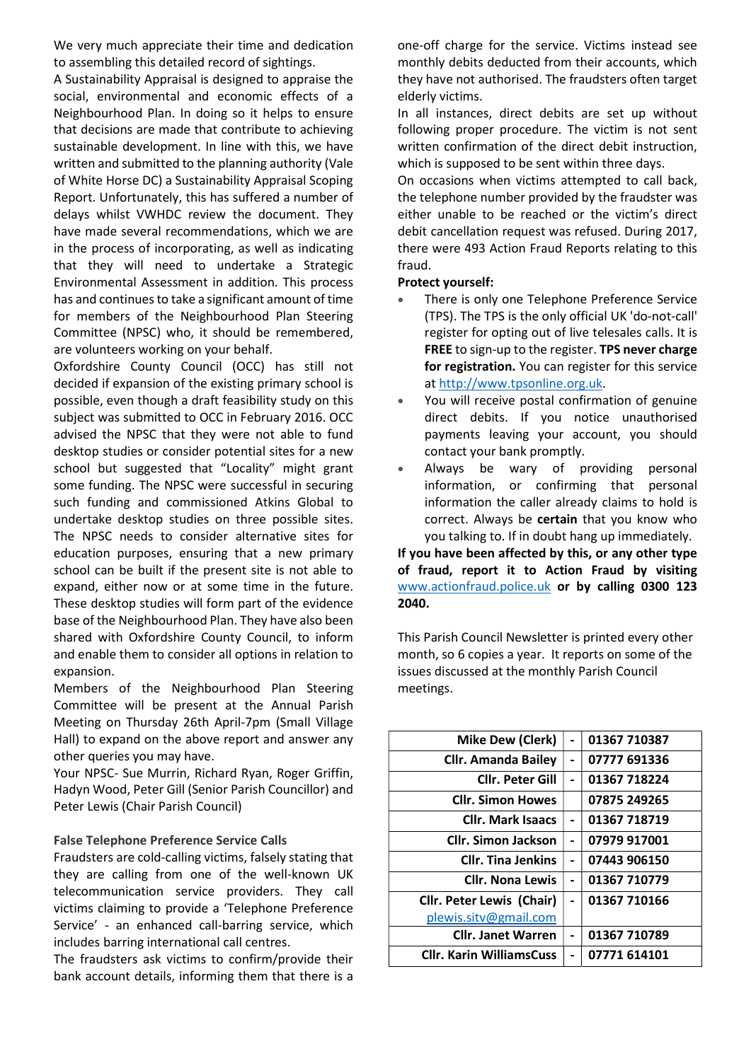We very much appreciate their time and dedication to assembling this detailed record of sightings.

A Sustainability Appraisal is designed to appraise the social, environmental and economic effects of a Neighbourhood Plan. In doing so it helps to ensure that decisions are made that contribute to achieving sustainable development. In line with this, we have written and submitted to the planning authority (Vale of White Horse DC) a Sustainability Appraisal Scoping Report. Unfortunately, this has suffered a number of delays whilst VWHDC review the document. They have made several recommendations, which we are in the process of incorporating, as well as indicating that they will need to undertake a Strategic Environmental Assessment in addition. This process has and continues to take a significant amount of time for members of the Neighbourhood Plan Steering Committee (NPSC) who, it should be remembered, are volunteers working on your behalf.

Oxfordshire County Council (OCC) has still not decided if expansion of the existing primary school is possible, even though a draft feasibility study on this subject was submitted to OCC in February 2016. OCC advised the NPSC that they were not able to fund desktop studies or consider potential sites for a new school but suggested that "Locality" might grant some funding. The NPSC were successful in securing such funding and commissioned Atkins Global to undertake desktop studies on three possible sites. The NPSC needs to consider alternative sites for education purposes, ensuring that a new primary school can be built if the present site is not able to expand, either now or at some time in the future. These desktop studies will form part of the evidence base of the Neighbourhood Plan. They have also been shared with Oxfordshire County Council, to inform and enable them to consider all options in relation to expansion.

Members of the Neighbourhood Plan Steering Committee will be present at the Annual Parish Meeting on Thursday 26th April-7pm (Small Village Hall) to expand on the above report and answer any other queries you may have.

Your NPSC- Sue Murrin, Richard Ryan, Roger Griffin, Hadyn Wood, Peter Gill (Senior Parish Councillor) and Peter Lewis (Chair Parish Council)

## False Telephone Preference Service Calls

Fraudsters are cold-calling victims, falsely stating that they are calling from one of the well-known UK telecommunication service providers. They call victims claiming to provide a 'Telephone Preference Service' - an enhanced call-barring service, which includes barring international call centres.

The fraudsters ask victims to confirm/provide their bank account details, informing them that there is a one-off charge for the service. Victims instead see monthly debits deducted from their accounts, which they have not authorised. The fraudsters often target elderly victims.

In all instances, direct debits are set up without following proper procedure. The victim is not sent written confirmation of the direct debit instruction, which is supposed to be sent within three days.

On occasions when victims attempted to call back, the telephone number provided by the fraudster was either unable to be reached or the victim's direct debit cancellation request was refused. During 2017, there were 493 Action Fraud Reports relating to this fraud.

**Protect yourself:**

- There is only one Telephone Preference Service (TPS). The TPS is the only official UK 'do-not-call' register for opting out of live telesales calls. It is **FREE** to sign-up to the register. **TPS never charge for registration.** You can register for this service at http://www.tpsonline.org.uk.
- You will receive postal confirmation of genuine direct debits. If you notice unauthorised payments leaving your account, you should contact your bank promptly.
- Always be wary of providing personal information, or confirming that personal information the caller already claims to hold is correct. Always be **certain** that you know who you talking to. If in doubt hang up immediately.

**If you have been affected by this, or any other type of fraud, report it to Action Fraud by visiting** www.actionfraud.police.uk **or by calling 0300 123 2040.**

This Parish Council Newsletter is printed every other month, so 6 copies a year. It reports on some of the issues discussed at the monthly Parish Council meetings.

| | | |
|---|---|---|
| **Mike Dew (Clerk)** | - | **01367 710387** |
| **Cllr. Amanda Bailey** | - | **07777 691336** |
| **Cllr. Peter Gill** | - | **01367 718224** |
| **Cllr. Simon Howes** | | **07875 249265** |
| **Cllr. Mark Isaacs** | - | **01367 718719** |
| **Cllr. Simon Jackson** | - | **07979 917001** |
| **Cllr. Tina Jenkins** | - | **07443 906150** |
| **Cllr. Nona Lewis** | - | **01367 710779** |
| **Cllr. Peter Lewis (Chair)** plewis.sitv@gmail.com | - | **01367 710166** |
| **Cllr. Janet Warren** | - | **01367 710789** |
| **Cllr. Karin WilliamsCuss** | - | **07771 614101** |